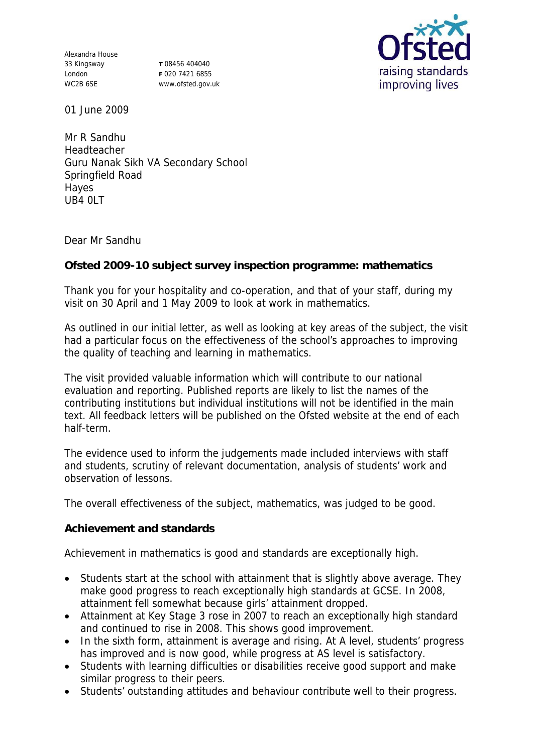Alexandra House
33 Kingsway
London
WC2B 6SE

T 08456 404040
F 020 7421 6855
www.ofsted.gov.uk

Ofsted
raising standards
improving lives

01 June 2009

Mr R Sandhu
Headteacher
Guru Nanak Sikh VA Secondary School
Springfield Road
Hayes
UB4 0LT

Dear Mr Sandhu

**Ofsted 2009-10 subject survey inspection programme: mathematics**

Thank you for your hospitality and co-operation, and that of your staff, during my visit on 30 April and 1 May 2009 to look at work in mathematics.

As outlined in our initial letter, as well as looking at key areas of the subject, the visit had a particular focus on the effectiveness of the school's approaches to improving the quality of teaching and learning in mathematics.

The visit provided valuable information which will contribute to our national evaluation and reporting. Published reports are likely to list the names of the contributing institutions but individual institutions will not be identified in the main text. All feedback letters will be published on the Ofsted website at the end of each half-term.

The evidence used to inform the judgements made included interviews with staff and students, scrutiny of relevant documentation, analysis of students' work and observation of lessons.

The overall effectiveness of the subject, mathematics, was judged to be good.

**Achievement and standards**

Achievement in mathematics is good and standards are exceptionally high.

- Students start at the school with attainment that is slightly above average. They make good progress to reach exceptionally high standards at GCSE. In 2008, attainment fell somewhat because girls' attainment dropped.
- Attainment at Key Stage 3 rose in 2007 to reach an exceptionally high standard and continued to rise in 2008. This shows good improvement.
- In the sixth form, attainment is average and rising. At A level, students' progress has improved and is now good, while progress at AS level is satisfactory.
- Students with learning difficulties or disabilities receive good support and make similar progress to their peers.
- Students' outstanding attitudes and behaviour contribute well to their progress.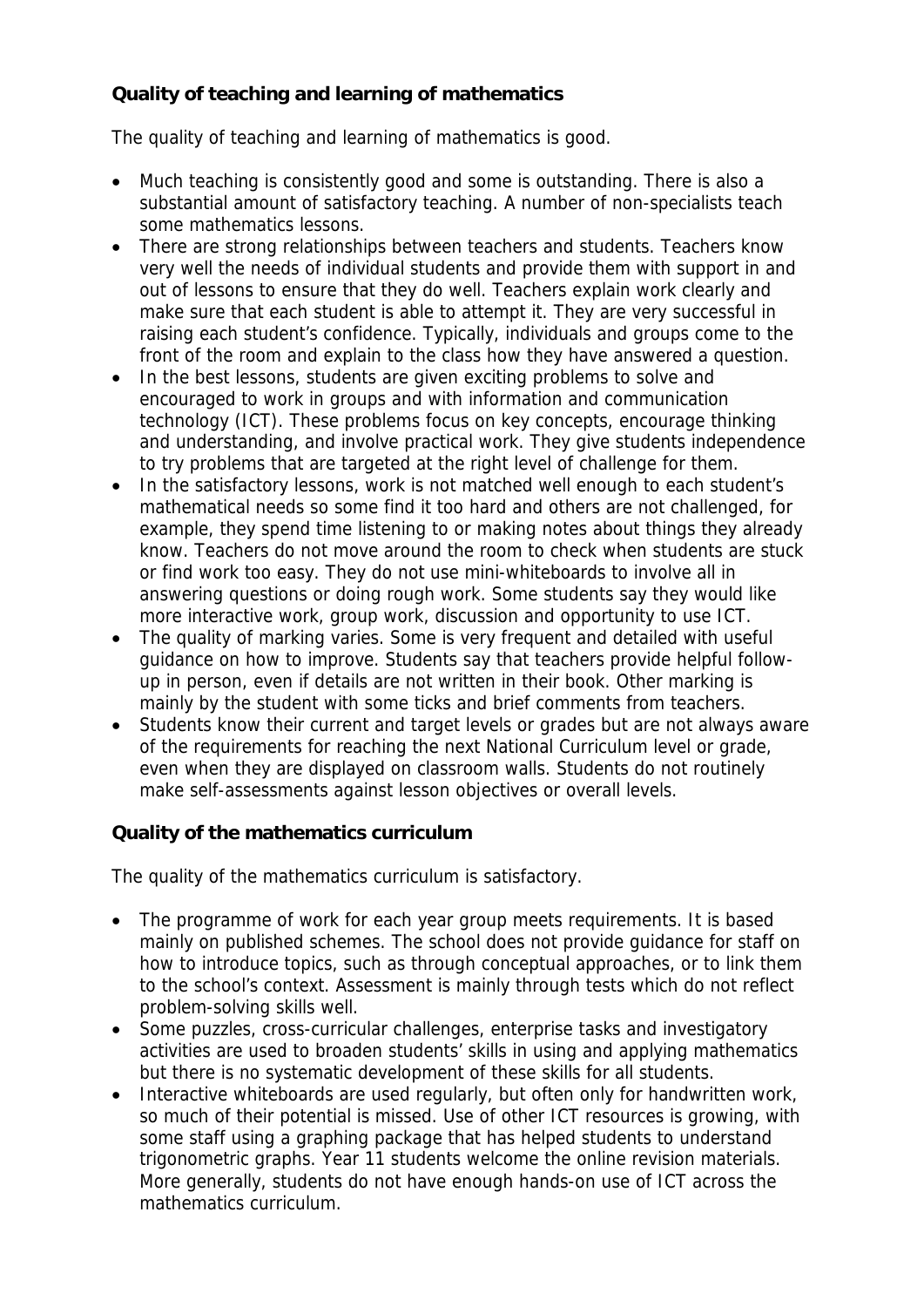**Quality of teaching and learning of mathematics**

The quality of teaching and learning of mathematics is good.

- Much teaching is consistently good and some is outstanding. There is also a substantial amount of satisfactory teaching. A number of non-specialists teach some mathematics lessons.
- There are strong relationships between teachers and students. Teachers know very well the needs of individual students and provide them with support in and out of lessons to ensure that they do well. Teachers explain work clearly and make sure that each student is able to attempt it. They are very successful in raising each student's confidence. Typically, individuals and groups come to the front of the room and explain to the class how they have answered a question.
- In the best lessons, students are given exciting problems to solve and encouraged to work in groups and with information and communication technology (ICT). These problems focus on key concepts, encourage thinking and understanding, and involve practical work. They give students independence to try problems that are targeted at the right level of challenge for them.
- In the satisfactory lessons, work is not matched well enough to each student's mathematical needs so some find it too hard and others are not challenged, for example, they spend time listening to or making notes about things they already know. Teachers do not move around the room to check when students are stuck or find work too easy. They do not use mini-whiteboards to involve all in answering questions or doing rough work. Some students say they would like more interactive work, group work, discussion and opportunity to use ICT.
- The quality of marking varies. Some is very frequent and detailed with useful guidance on how to improve. Students say that teachers provide helpful follow-up in person, even if details are not written in their book. Other marking is mainly by the student with some ticks and brief comments from teachers.
- Students know their current and target levels or grades but are not always aware of the requirements for reaching the next National Curriculum level or grade, even when they are displayed on classroom walls. Students do not routinely make self-assessments against lesson objectives or overall levels.

**Quality of the mathematics curriculum**

The quality of the mathematics curriculum is satisfactory.

- The programme of work for each year group meets requirements. It is based mainly on published schemes. The school does not provide guidance for staff on how to introduce topics, such as through conceptual approaches, or to link them to the school's context. Assessment is mainly through tests which do not reflect problem-solving skills well.
- Some puzzles, cross-curricular challenges, enterprise tasks and investigatory activities are used to broaden students' skills in using and applying mathematics but there is no systematic development of these skills for all students.
- Interactive whiteboards are used regularly, but often only for handwritten work, so much of their potential is missed. Use of other ICT resources is growing, with some staff using a graphing package that has helped students to understand trigonometric graphs. Year 11 students welcome the online revision materials. More generally, students do not have enough hands-on use of ICT across the mathematics curriculum.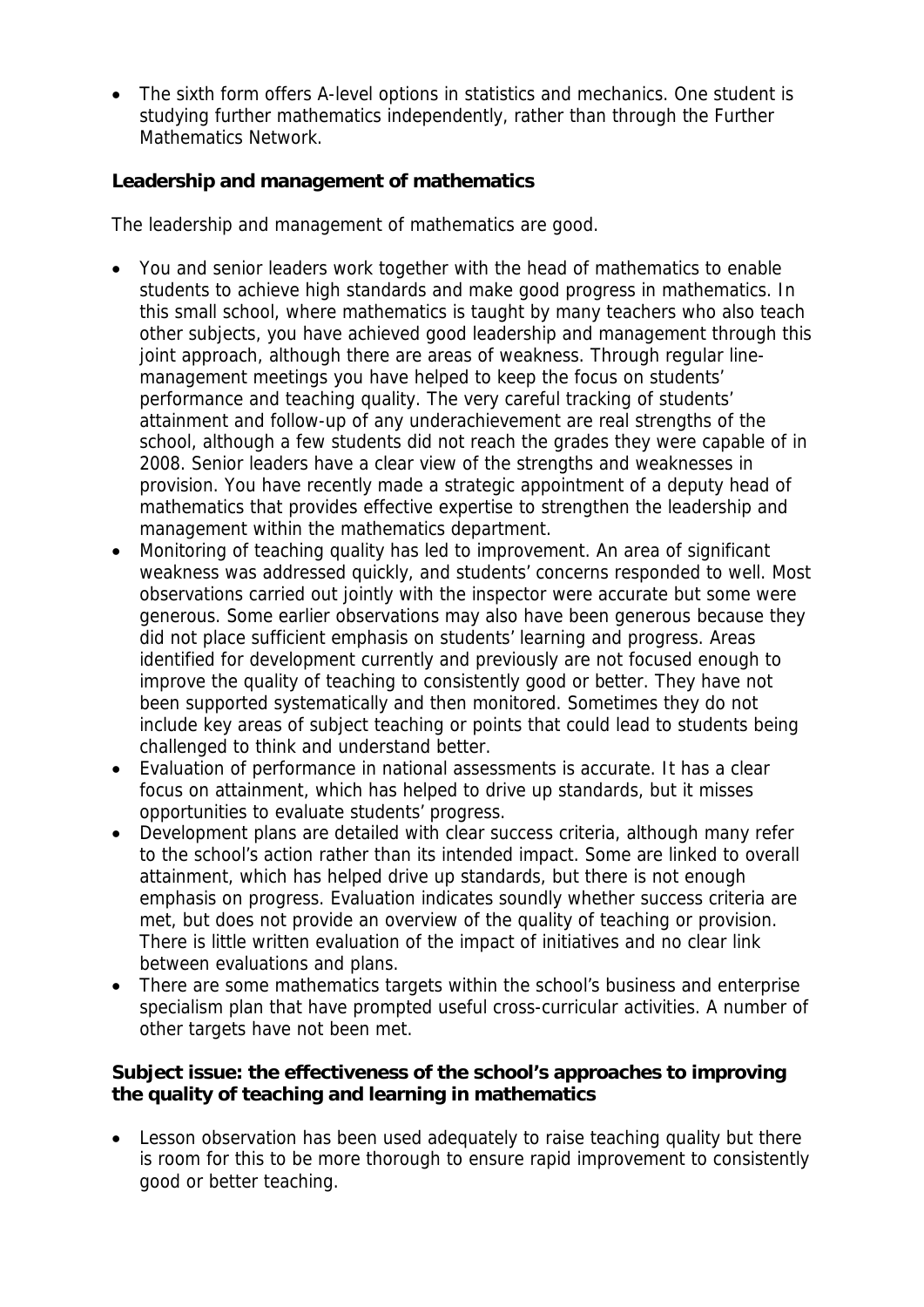- The sixth form offers A-level options in statistics and mechanics. One student is studying further mathematics independently, rather than through the Further Mathematics Network.

**Leadership and management of mathematics**

The leadership and management of mathematics are good.

- You and senior leaders work together with the head of mathematics to enable students to achieve high standards and make good progress in mathematics. In this small school, where mathematics is taught by many teachers who also teach other subjects, you have achieved good leadership and management through this joint approach, although there are areas of weakness. Through regular line-management meetings you have helped to keep the focus on students' performance and teaching quality. The very careful tracking of students' attainment and follow-up of any underachievement are real strengths of the school, although a few students did not reach the grades they were capable of in 2008. Senior leaders have a clear view of the strengths and weaknesses in provision. You have recently made a strategic appointment of a deputy head of mathematics that provides effective expertise to strengthen the leadership and management within the mathematics department.
- Monitoring of teaching quality has led to improvement. An area of significant weakness was addressed quickly, and students' concerns responded to well. Most observations carried out jointly with the inspector were accurate but some were generous. Some earlier observations may also have been generous because they did not place sufficient emphasis on students' learning and progress. Areas identified for development currently and previously are not focused enough to improve the quality of teaching to consistently good or better. They have not been supported systematically and then monitored. Sometimes they do not include key areas of subject teaching or points that could lead to students being challenged to think and understand better.
- Evaluation of performance in national assessments is accurate. It has a clear focus on attainment, which has helped to drive up standards, but it misses opportunities to evaluate students' progress.
- Development plans are detailed with clear success criteria, although many refer to the school's action rather than its intended impact. Some are linked to overall attainment, which has helped drive up standards, but there is not enough emphasis on progress. Evaluation indicates soundly whether success criteria are met, but does not provide an overview of the quality of teaching or provision. There is little written evaluation of the impact of initiatives and no clear link between evaluations and plans.
- There are some mathematics targets within the school's business and enterprise specialism plan that have prompted useful cross-curricular activities. A number of other targets have not been met.

**Subject issue: the effectiveness of the school's approaches to improving the quality of teaching and learning in mathematics**

- Lesson observation has been used adequately to raise teaching quality but there is room for this to be more thorough to ensure rapid improvement to consistently good or better teaching.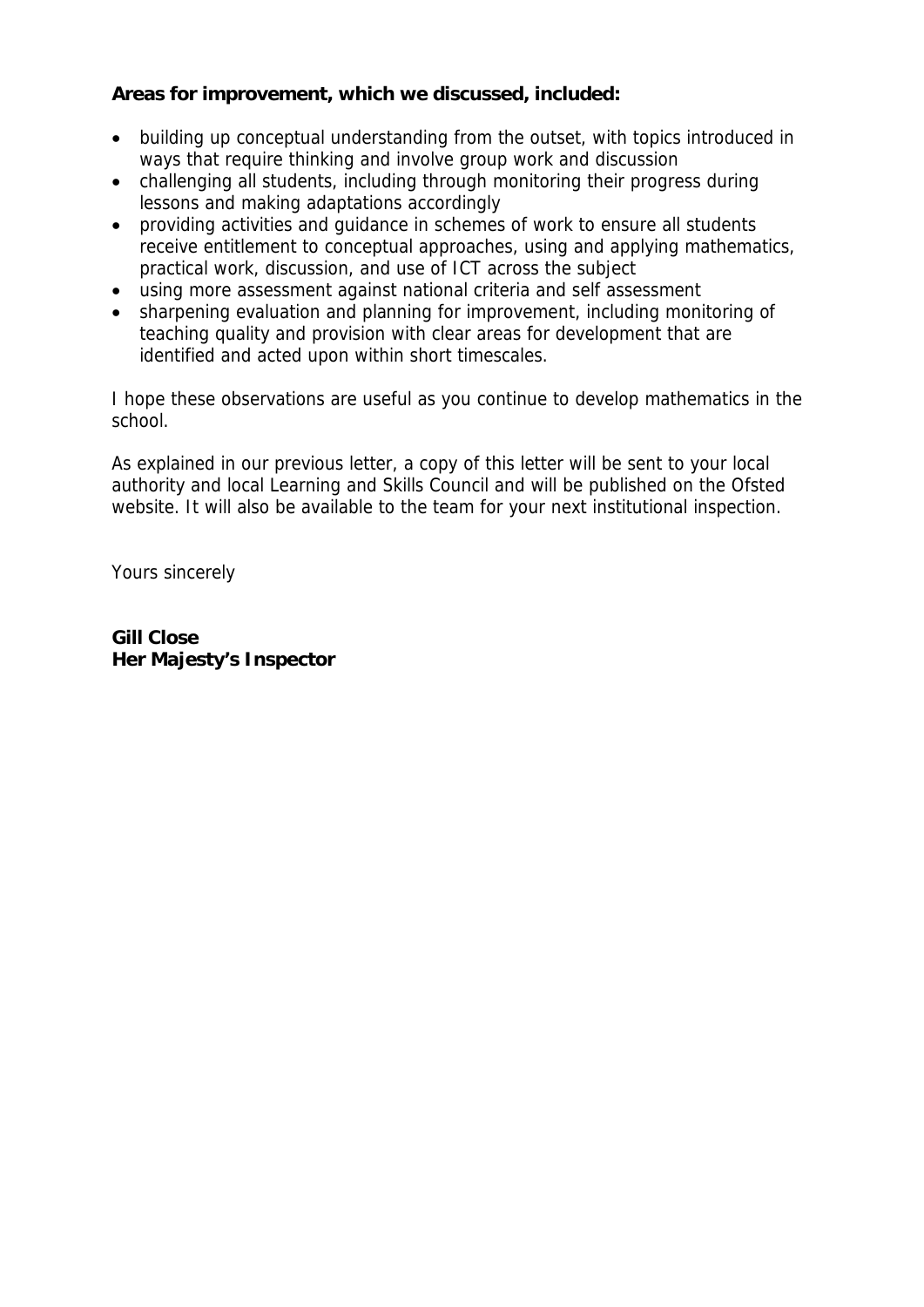**Areas for improvement, which we discussed, included:**

- building up conceptual understanding from the outset, with topics introduced in ways that require thinking and involve group work and discussion
- challenging all students, including through monitoring their progress during lessons and making adaptations accordingly
- providing activities and guidance in schemes of work to ensure all students receive entitlement to conceptual approaches, using and applying mathematics, practical work, discussion, and use of ICT across the subject
- using more assessment against national criteria and self assessment
- sharpening evaluation and planning for improvement, including monitoring of teaching quality and provision with clear areas for development that are identified and acted upon within short timescales.

I hope these observations are useful as you continue to develop mathematics in the school.

As explained in our previous letter, a copy of this letter will be sent to your local authority and local Learning and Skills Council and will be published on the Ofsted website. It will also be available to the team for your next institutional inspection.

Yours sincerely

**Gill Close**
**Her Majesty's Inspector**